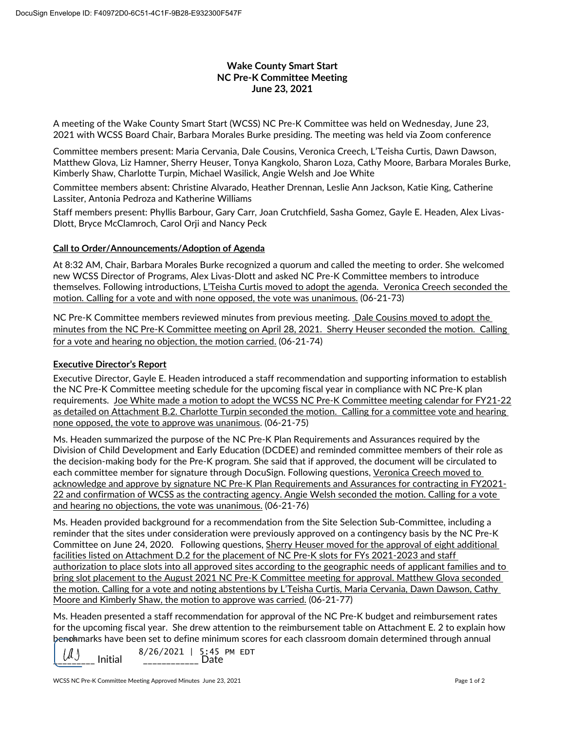DocuSign Envelope ID: F40972D0-6C51-4C1F-9B28-E932300F547F

# Wake County Smart Start
## NC Pre-K Committee Meeting
## June 23, 2021

A meeting of the Wake County Smart Start (WCSS) NC Pre-K Committee was held on Wednesday, June 23, 2021 with WCSS Board Chair, Barbara Morales Burke presiding. The meeting was held via Zoom conference

Committee members present: Maria Cervania, Dale Cousins, Veronica Creech, L'Teisha Curtis, Dawn Dawson, Matthew Glova, Liz Hamner, Sherry Heuser, Tonya Kangkolo, Sharon Loza, Cathy Moore, Barbara Morales Burke, Kimberly Shaw, Charlotte Turpin, Michael Wasilick, Angie Welsh and Joe White

Committee members absent: Christine Alvarado, Heather Drennan, Leslie Ann Jackson, Katie King, Catherine Lassiter, Antonia Pedroza and Katherine Williams

Staff members present: Phyllis Barbour, Gary Carr, Joan Crutchfield, Sasha Gomez, Gayle E. Headen, Alex Livas-Dlott, Bryce McClamroch, Carol Orji and Nancy Peck

**Call to Order/Announcements/Adoption of Agenda**

At 8:32 AM, Chair, Barbara Morales Burke recognized a quorum and called the meeting to order. She welcomed new WCSS Director of Programs, Alex Livas-Dlott and asked NC Pre-K Committee members to introduce themselves. Following introductions, L'Teisha Curtis moved to adopt the agenda. Veronica Creech seconded the motion. Calling for a vote and with none opposed, the vote was unanimous. (06-21-73)

NC Pre-K Committee members reviewed minutes from previous meeting. Dale Cousins moved to adopt the minutes from the NC Pre-K Committee meeting on April 28, 2021. Sherry Heuser seconded the motion. Calling for a vote and hearing no objection, the motion carried. (06-21-74)

**Executive Director's Report**

Executive Director, Gayle E. Headen introduced a staff recommendation and supporting information to establish the NC Pre-K Committee meeting schedule for the upcoming fiscal year in compliance with NC Pre-K plan requirements. Joe White made a motion to adopt the WCSS NC Pre-K Committee meeting calendar for FY21-22 as detailed on Attachment B.2. Charlotte Turpin seconded the motion. Calling for a committee vote and hearing none opposed, the vote to approve was unanimous. (06-21-75)

Ms. Headen summarized the purpose of the NC Pre-K Plan Requirements and Assurances required by the Division of Child Development and Early Education (DCDEE) and reminded committee members of their role as the decision-making body for the Pre-K program. She said that if approved, the document will be circulated to each committee member for signature through DocuSign. Following questions, Veronica Creech moved to acknowledge and approve by signature NC Pre-K Plan Requirements and Assurances for contracting in FY2021-22 and confirmation of WCSS as the contracting agency. Angie Welsh seconded the motion. Calling for a vote and hearing no objections, the vote was unanimous. (06-21-76)

Ms. Headen provided background for a recommendation from the Site Selection Sub-Committee, including a reminder that the sites under consideration were previously approved on a contingency basis by the NC Pre-K Committee on June 24, 2020. Following questions, Sherry Heuser moved for the approval of eight additional facilities listed on Attachment D.2 for the placement of NC Pre-K slots for FYs 2021-2023 and staff authorization to place slots into all approved sites according to the geographic needs of applicant families and to bring slot placement to the August 2021 NC Pre-K Committee meeting for approval. Matthew Glova seconded the motion. Calling for a vote and noting abstentions by L'Teisha Curtis, Maria Cervania, Dawn Dawson, Cathy Moore and Kimberly Shaw, the motion to approve was carried. (06-21-77)

Ms. Headen presented a staff recommendation for approval of the NC Pre-K budget and reimbursement rates for the upcoming fiscal year. She drew attention to the reimbursement table on Attachment E. 2 to explain how benchmarks have been set to define minimum scores for each classroom domain determined through annual

UJ ________ Initial 8/26/2021 | 5:45 PM EDT ____________ Date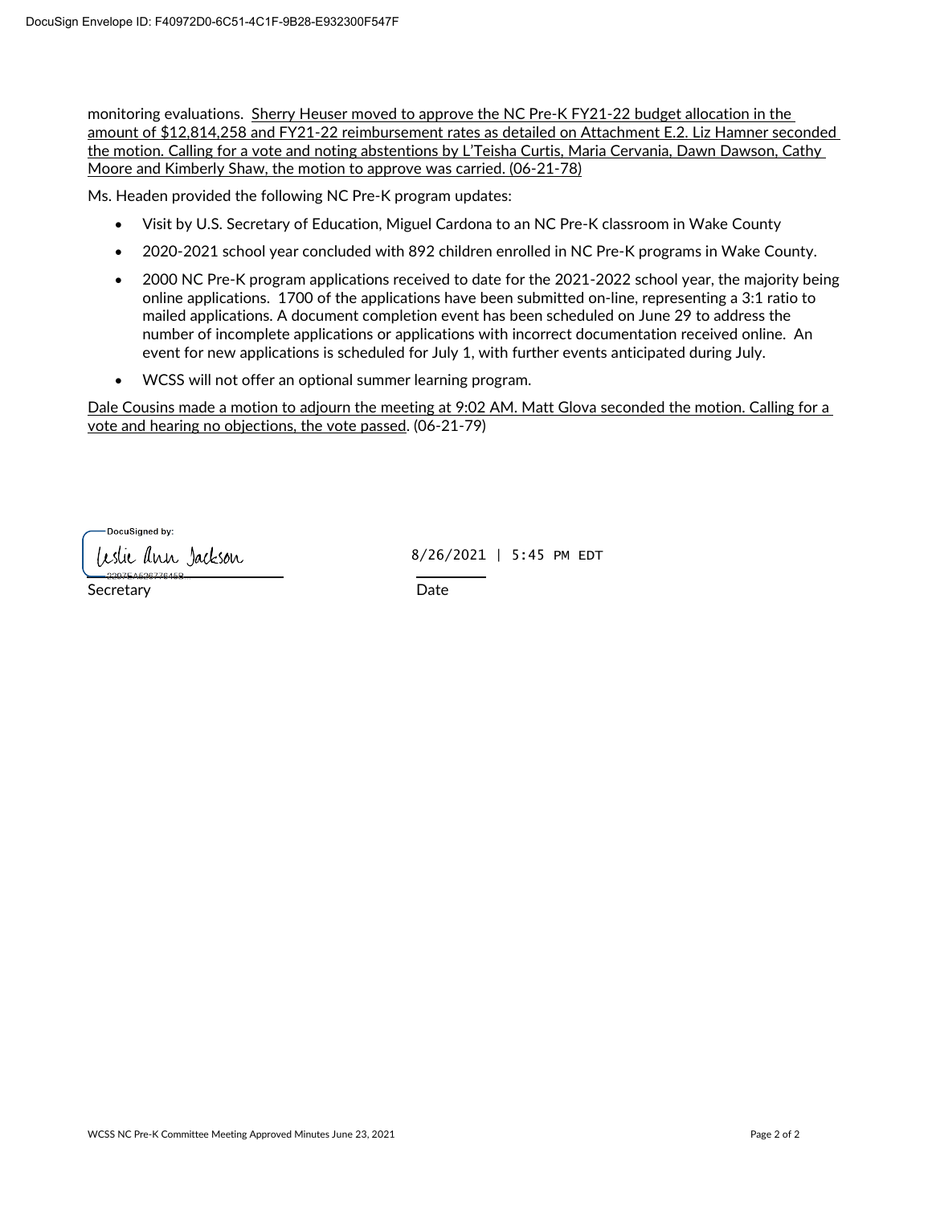monitoring evaluations. Sherry Heuser moved to approve the NC Pre-K FY21-22 budget allocation in the amount of $12,814,258 and FY21-22 reimbursement rates as detailed on Attachment E.2. Liz Hamner seconded the motion. Calling for a vote and noting abstentions by L'Teisha Curtis, Maria Cervania, Dawn Dawson, Cathy Moore and Kimberly Shaw, the motion to approve was carried. (06-21-78)

Ms. Headen provided the following NC Pre-K program updates:

- Visit by U.S. Secretary of Education, Miguel Cardona to an NC Pre-K classroom in Wake County
- 2020-2021 school year concluded with 892 children enrolled in NC Pre-K programs in Wake County.
- 2000 NC Pre-K program applications received to date for the 2021-2022 school year, the majority being online applications. 1700 of the applications have been submitted on-line, representing a 3:1 ratio to mailed applications. A document completion event has been scheduled on June 29 to address the number of incomplete applications or applications with incorrect documentation received online. An event for new applications is scheduled for July 1, with further events anticipated during July.
- WCSS will not offer an optional summer learning program.

Dale Cousins made a motion to adjourn the meeting at 9:02 AM. Matt Glova seconded the motion. Calling for a vote and hearing no objections, the vote passed. (06-21-79)

DocuSigned by:

Leslie Ann Jackson

3307EA526776458...

Secretary

8/26/2021 | 5:45 PM EDT

Date